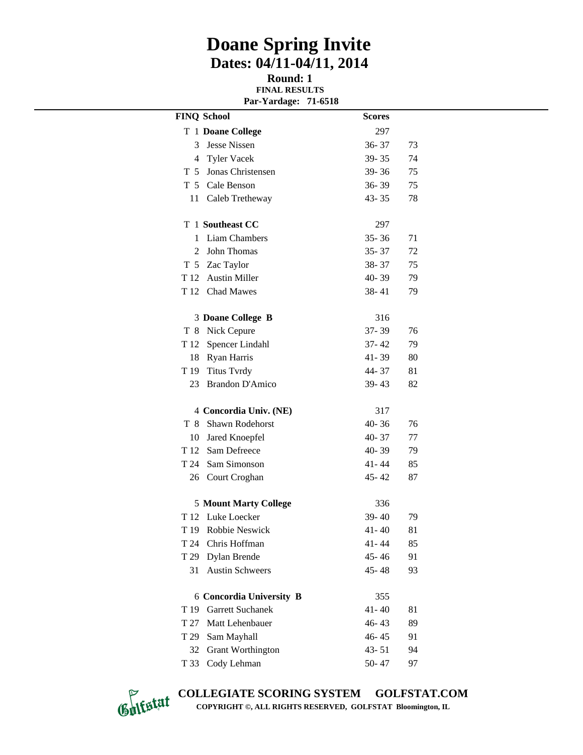# Doane Spring Invite

## Dates: 04/11-04/11, 2014

**Round: 1**

**FINAL RESULTS**

**Par-Yardage: 71-6518**

| FINQ | School | Scores | |
|---|---|---|---|
| T 1 | **Doane College** | 297 | |
| 3 | Jesse Nissen | 36- 37 | 73 |
| 4 | Tyler Vacek | 39- 35 | 74 |
| T 5 | Jonas Christensen | 39- 36 | 75 |
| T 5 | Cale Benson | 36- 39 | 75 |
| 11 | Caleb Tretheway | 43- 35 | 78 |
| | | | |
| T 1 | **Southeast CC** | 297 | |
| 1 | Liam Chambers | 35- 36 | 71 |
| 2 | John Thomas | 35- 37 | 72 |
| T 5 | Zac Taylor | 38- 37 | 75 |
| T 12 | Austin Miller | 40- 39 | 79 |
| T 12 | Chad Mawes | 38- 41 | 79 |
| | | | |
| 3 | **Doane College B** | 316 | |
| T 8 | Nick Cepure | 37- 39 | 76 |
| T 12 | Spencer Lindahl | 37- 42 | 79 |
| 18 | Ryan Harris | 41- 39 | 80 |
| T 19 | Titus Tvrdy | 44- 37 | 81 |
| 23 | Brandon D'Amico | 39- 43 | 82 |
| | | | |
| 4 | **Concordia Univ. (NE)** | 317 | |
| T 8 | Shawn Rodehorst | 40- 36 | 76 |
| 10 | Jared Knoepfel | 40- 37 | 77 |
| T 12 | Sam Defreece | 40- 39 | 79 |
| T 24 | Sam Simonson | 41- 44 | 85 |
| 26 | Court Croghan | 45- 42 | 87 |
| | | | |
| 5 | **Mount Marty College** | 336 | |
| T 12 | Luke Loecker | 39- 40 | 79 |
| T 19 | Robbie Neswick | 41- 40 | 81 |
| T 24 | Chris Hoffman | 41- 44 | 85 |
| T 29 | Dylan Brende | 45- 46 | 91 |
| 31 | Austin Schweers | 45- 48 | 93 |
| | | | |
| 6 | **Concordia University B** | 355 | |
| T 19 | Garrett Suchanek | 41- 40 | 81 |
| T 27 | Matt Lehenbauer | 46- 43 | 89 |
| T 29 | Sam Mayhall | 46- 45 | 91 |
| 32 | Grant Worthington | 43- 51 | 94 |
| T 33 | Cody Lehman | 50- 47 | 97 |

**COLLEGIATE SCORING SYSTEM GOLFSTAT.COM**

**COPYRIGHT ©, ALL RIGHTS RESERVED, GOLFSTAT Bloomington, IL**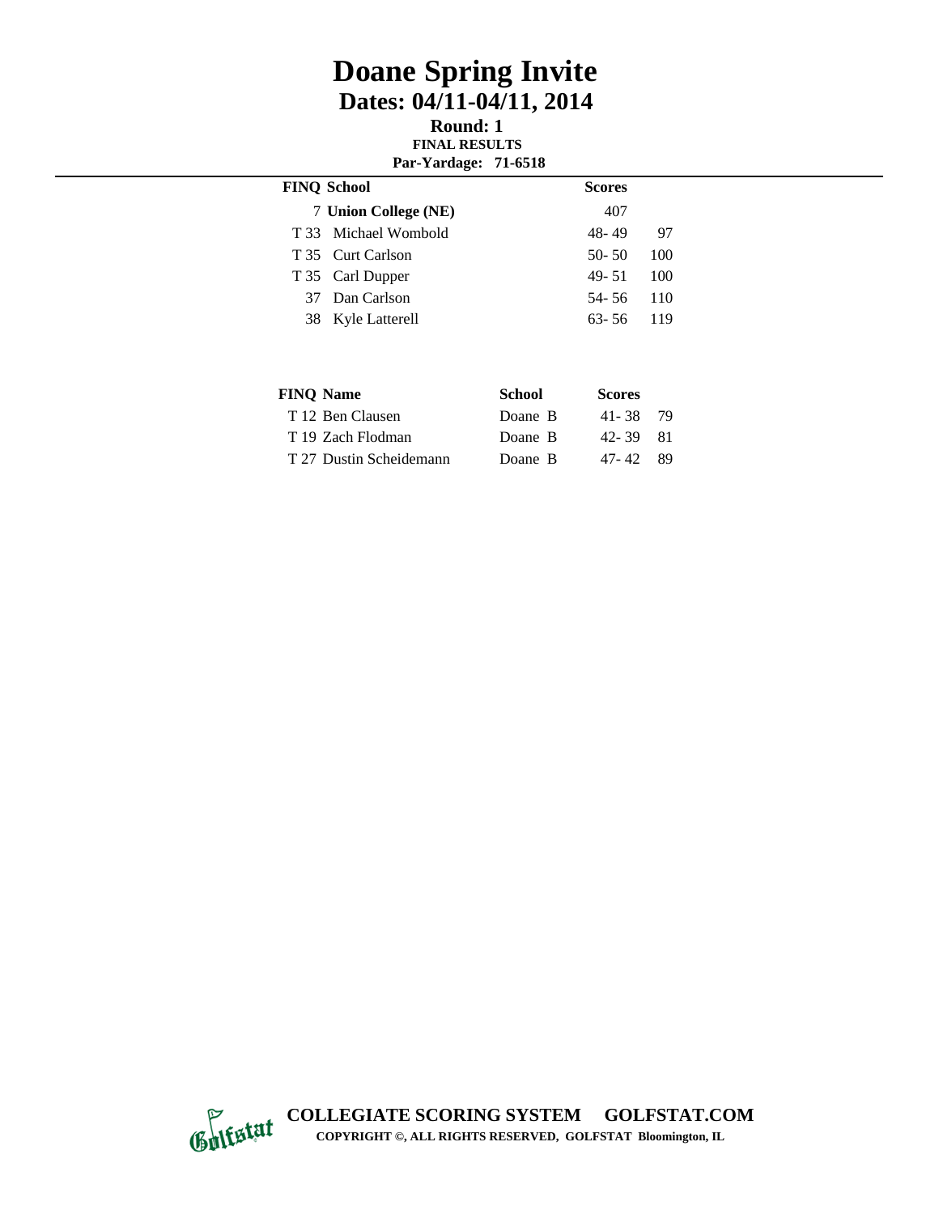# Doane Spring Invite

## Dates: 04/11-04/11, 2014

**Round: 1**

**FINAL RESULTS**

**Par-Yardage: 71-6518**

| FINQ | School | Scores | |
|---|---|---|---|
| 7 | **Union College (NE)** | 407 | |
| T 33 | Michael Wombold | 48- 49 | 97 |
| T 35 | Curt Carlson | 50- 50 | 100 |
| T 35 | Carl Dupper | 49- 51 | 100 |
| 37 | Dan Carlson | 54- 56 | 110 |
| 38 | Kyle Latterell | 63- 56 | 119 |

| FINQ | Name | School | Scores | |
|---|---|---|---|---|
| T 12 | Ben Clausen | Doane B | 41- 38 | 79 |
| T 19 | Zach Flodman | Doane B | 42- 39 | 81 |
| T 27 | Dustin Scheidemann | Doane B | 47- 42 | 89 |

**COLLEGIATE SCORING SYSTEM GOLFSTAT.COM**

**COPYRIGHT ©, ALL RIGHTS RESERVED, GOLFSTAT Bloomington, IL**